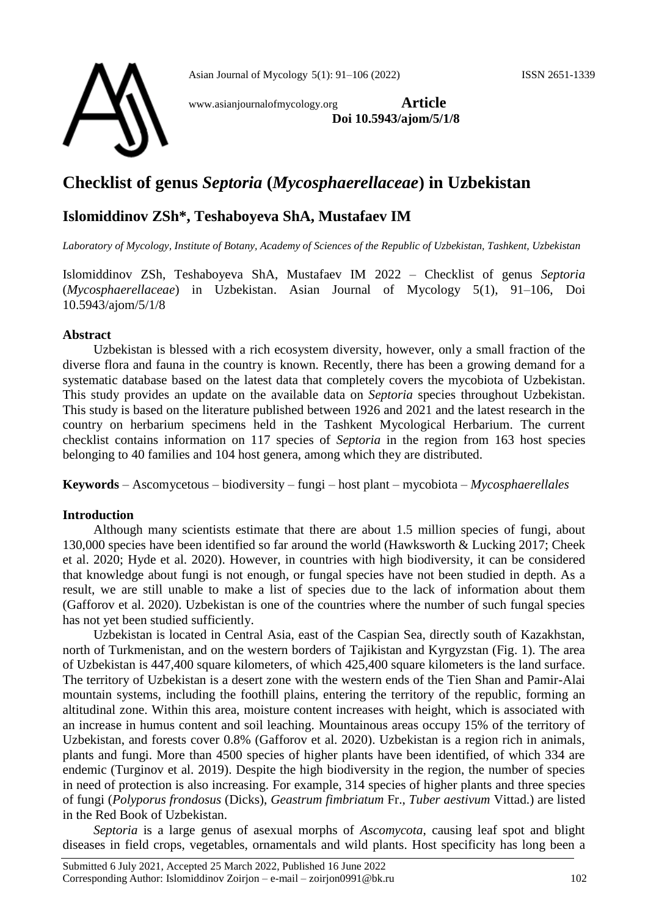# Checklist of genus *Septoria* (*Mycosphaerellaceae*) in Uzbekistan

## Islomiddinov ZSh*, Teshaboyeva ShA, Mustafaev IM

*Laboratory of Mycology, Institute of Botany, Academy of Sciences of the Republic of Uzbekistan, Tashkent, Uzbekistan*

Islomiddinov ZSh, Teshaboyeva ShA, Mustafaev IM 2022 – Checklist of genus *Septoria* (*Mycosphaerellaceae*) in Uzbekistan. Asian Journal of Mycology 5(1), 91–106, Doi 10.5943/ajom/5/1/8

### Abstract

Uzbekistan is blessed with a rich ecosystem diversity, however, only a small fraction of the diverse flora and fauna in the country is known. Recently, there has been a growing demand for a systematic database based on the latest data that completely covers the mycobiota of Uzbekistan. This study provides an update on the available data on *Septoria* species throughout Uzbekistan. This study is based on the literature published between 1926 and 2021 and the latest research in the country on herbarium specimens held in the Tashkent Mycological Herbarium. The current checklist contains information on 117 species of *Septoria* in the region from 163 host species belonging to 40 families and 104 host genera, among which they are distributed.

**Keywords** – Ascomycetous – biodiversity – fungi – host plant – mycobiota – *Mycosphaerellales*

### Introduction

Although many scientists estimate that there are about 1.5 million species of fungi, about 130,000 species have been identified so far around the world (Hawksworth & Lucking 2017; Cheek et al. 2020; Hyde et al. 2020). However, in countries with high biodiversity, it can be considered that knowledge about fungi is not enough, or fungal species have not been studied in depth. As a result, we are still unable to make a list of species due to the lack of information about them (Gafforov et al. 2020). Uzbekistan is one of the countries where the number of such fungal species has not yet been studied sufficiently.

Uzbekistan is located in Central Asia, east of the Caspian Sea, directly south of Kazakhstan, north of Turkmenistan, and on the western borders of Tajikistan and Kyrgyzstan (Fig. 1). The area of Uzbekistan is 447,400 square kilometers, of which 425,400 square kilometers is the land surface. The territory of Uzbekistan is a desert zone with the western ends of the Tien Shan and Pamir-Alai mountain systems, including the foothill plains, entering the territory of the republic, forming an altitudinal zone. Within this area, moisture content increases with height, which is associated with an increase in humus content and soil leaching. Mountainous areas occupy 15% of the territory of Uzbekistan, and forests cover 0.8% (Gafforov et al. 2020). Uzbekistan is a region rich in animals, plants and fungi. More than 4500 species of higher plants have been identified, of which 334 are endemic (Turginov et al. 2019). Despite the high biodiversity in the region, the number of species in need of protection is also increasing. For example, 314 species of higher plants and three species of fungi (*Polyporus frondosus* (Dicks), *Geastrum fimbriatum* Fr., *Tuber aestivum* Vittad.) are listed in the Red Book of Uzbekistan.

*Septoria* is a large genus of asexual morphs of *Ascomycota*, causing leaf spot and blight diseases in field crops, vegetables, ornamentals and wild plants. Host specificity has long been a

Submitted 6 July 2021, Accepted 25 March 2022, Published 16 June 2022
Corresponding Author: Islomiddinov Zoirjon – e-mail – zoirjon0991@bk.ru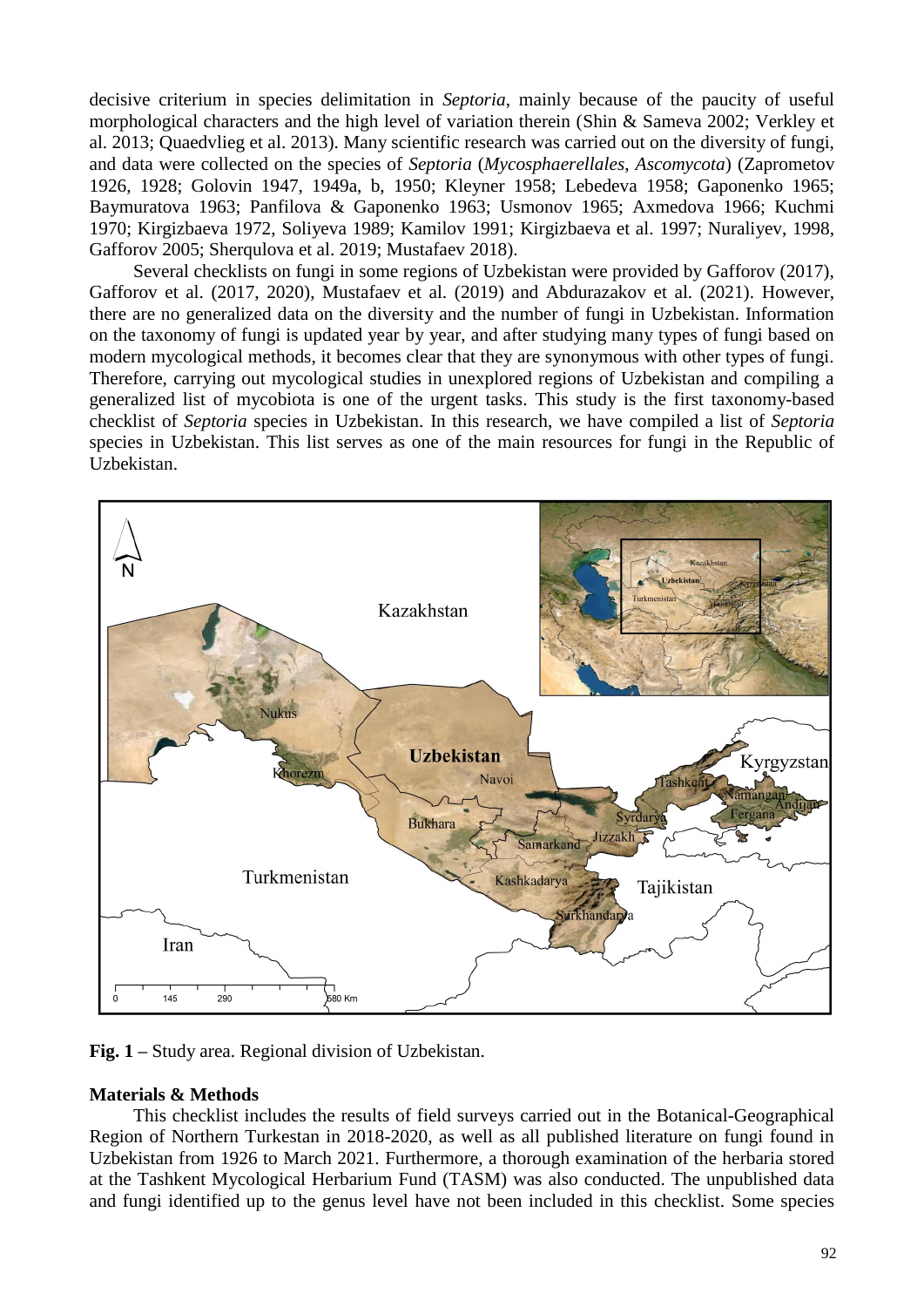decisive criterium in species delimitation in *Septoria*, mainly because of the paucity of useful morphological characters and the high level of variation therein (Shin & Sameva 2002; Verkley et al. 2013; Quaedvlieg et al. 2013). Many scientific research was carried out on the diversity of fungi, and data were collected on the species of *Septoria* (*Mycosphaerellales, Ascomycota*) (Zaprometov 1926, 1928; Golovin 1947, 1949a, b, 1950; Kleyner 1958; Lebedeva 1958; Gaponenko 1965; Baymuratova 1963; Panfilova & Gaponenko 1963; Usmonov 1965; Axmedova 1966; Kuchmi 1970; Kirgizbaeva 1972, Soliyeva 1989; Kamilov 1991; Kirgizbaeva et al. 1997; Nuraliyev, 1998, Gafforov 2005; Sherqulova et al. 2019; Mustafaev 2018).

Several checklists on fungi in some regions of Uzbekistan were provided by Gafforov (2017), Gafforov et al. (2017, 2020), Mustafaev et al. (2019) and Abdurazakov et al. (2021). However, there are no generalized data on the diversity and the number of fungi in Uzbekistan. Information on the taxonomy of fungi is updated year by year, and after studying many types of fungi based on modern mycological methods, it becomes clear that they are synonymous with other types of fungi. Therefore, carrying out mycological studies in unexplored regions of Uzbekistan and compiling a generalized list of mycobiota is one of the urgent tasks. This study is the first taxonomy-based checklist of *Septoria* species in Uzbekistan. In this research, we have compiled a list of *Septoria* species in Uzbekistan. This list serves as one of the main resources for fungi in the Republic of Uzbekistan.

**Fig. 1** – Study area. Regional division of Uzbekistan.

## Materials & Methods

This checklist includes the results of field surveys carried out in the Botanical-Geographical Region of Northern Turkestan in 2018-2020, as well as all published literature on fungi found in Uzbekistan from 1926 to March 2021. Furthermore, a thorough examination of the herbaria stored at the Tashkent Mycological Herbarium Fund (TASM) was also conducted. The unpublished data and fungi identified up to the genus level have not been included in this checklist. Some species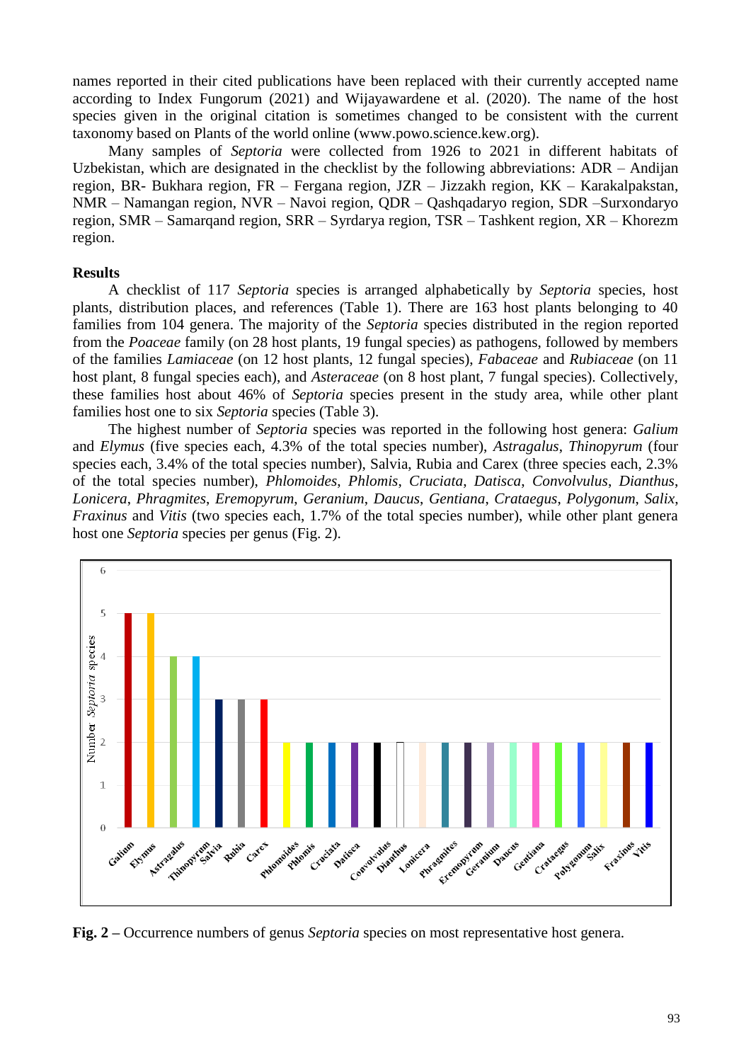names reported in their cited publications have been replaced with their currently accepted name according to Index Fungorum (2021) and Wijayawardene et al. (2020). The name of the host species given in the original citation is sometimes changed to be consistent with the current taxonomy based on Plants of the world online (www.powo.science.kew.org).

Many samples of *Septoria* were collected from 1926 to 2021 in different habitats of Uzbekistan, which are designated in the checklist by the following abbreviations: ADR – Andijan region, BR- Bukhara region, FR – Fergana region, JZR – Jizzakh region, KK – Karakalpakstan, NMR – Namangan region, NVR – Navoi region, QDR – Qashqadaryo region, SDR –Surxondaryo region, SMR – Samarqand region, SRR – Syrdarya region, TSR – Tashkent region, XR – Khorezm region.

**Results**

A checklist of 117 *Septoria* species is arranged alphabetically by *Septoria* species, host plants, distribution places, and references (Table 1). There are 163 host plants belonging to 40 families from 104 genera. The majority of the *Septoria* species distributed in the region reported from the *Poaceae* family (on 28 host plants, 19 fungal species) as pathogens, followed by members of the families *Lamiaceae* (on 12 host plants, 12 fungal species), *Fabaceae* and *Rubiaceae* (on 11 host plant, 8 fungal species each), and *Asteraceae* (on 8 host plant, 7 fungal species). Collectively, these families host about 46% of *Septoria* species present in the study area, while other plant families host one to six *Septoria* species (Table 3).

The highest number of *Septoria* species was reported in the following host genera: *Galium* and *Elymus* (five species each, 4.3% of the total species number), *Astragalus*, *Thinopyrum* (four species each, 3.4% of the total species number), Salvia, Rubia and Carex (three species each, 2.3% of the total species number), *Phlomoides*, *Phlomis*, *Cruciata*, *Datisca*, *Convolvulus*, *Dianthus*, *Lonicera*, *Phragmites*, *Eremopyrum*, *Geranium*, *Daucus*, *Gentiana*, *Crataegus*, *Polygonum*, *Salix*, *Fraxinus* and *Vitis* (two species each, 1.7% of the total species number), while other plant genera host one *Septoria* species per genus (Fig. 2).

| Host genus | Number *Septoria* species |
|---|---|
| Galium | 5 |
| Elymus | 5 |
| Astragalus | 4 |
| Thinopyrum | 4 |
| Salvia | 3 |
| Rubia | 3 |
| Carex | 3 |
| Phlomoides | 2 |
| Phlomis | 2 |
| Cruciata | 2 |
| Datisca | 2 |
| Convolvulus | 2 |
| Dianthus | 2 |
| Lonicera | 2 |
| Phragmites | 2 |
| Eremopyrum | 2 |
| Geranium | 2 |
| Daucus | 2 |
| Gentiana | 2 |
| Crataegus | 2 |
| Polygonum | 2 |
| Salix | 2 |
| Fraxinus | 2 |
| Vitis | 2 |

**Fig. 2 –** Occurrence numbers of genus *Septoria* species on most representative host genera.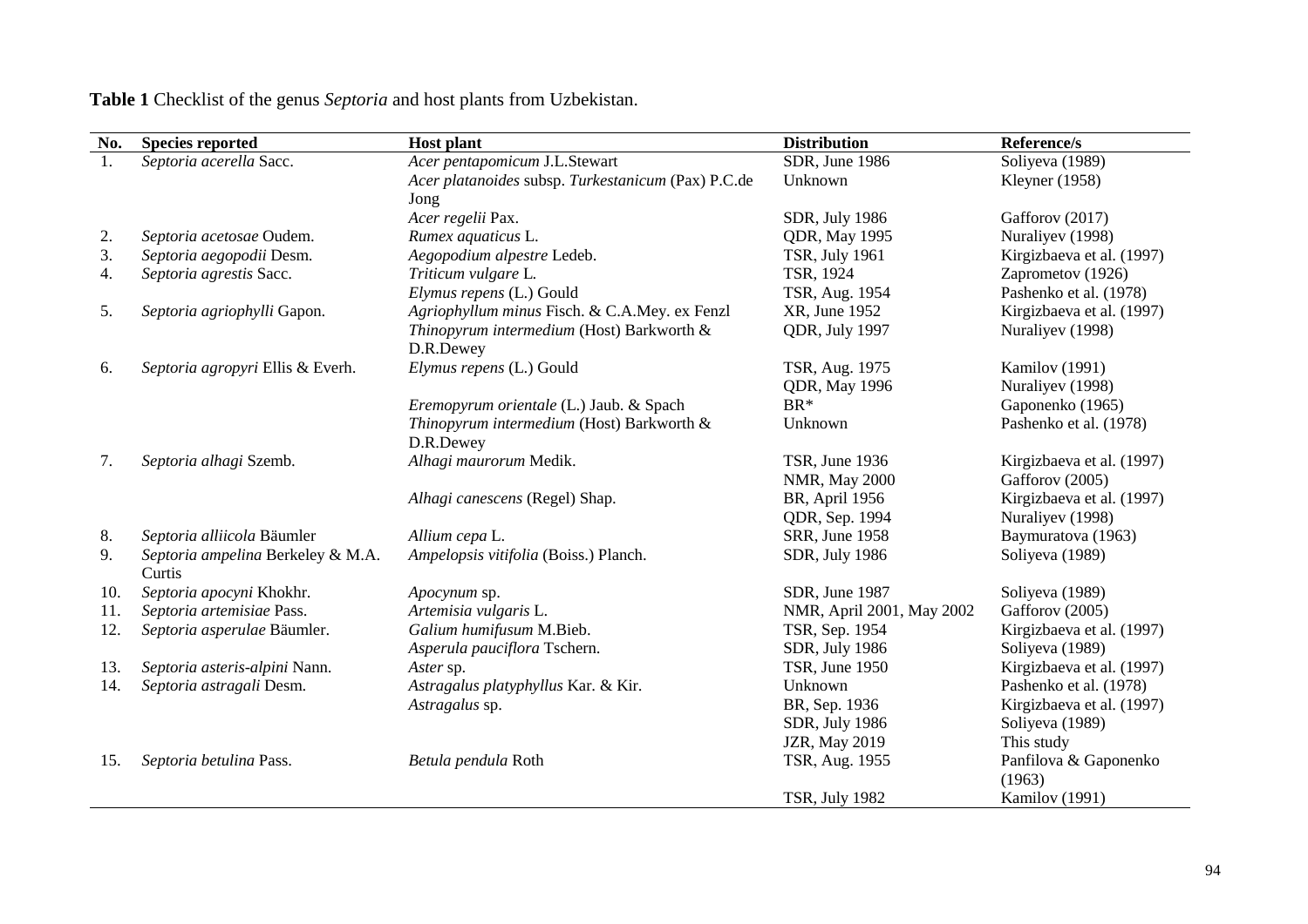**Table 1** Checklist of the genus *Septoria* and host plants from Uzbekistan.

| No. | Species reported | Host plant | Distribution | Reference/s |
|---|---|---|---|---|
| 1. | *Septoria acerella* Sacc. | *Acer pentapomicum* J.L.Stewart | SDR, June 1986 | Soliyeva (1989) |
| | | *Acer platanoides* subsp. *Turkestanicum* (Pax) P.C.de Jong | Unknown | Kleyner (1958) |
| | | *Acer regelii* Pax. | SDR, July 1986 | Gafforov (2017) |
| 2. | *Septoria acetosae* Oudem. | *Rumex aquaticus* L. | QDR, May 1995 | Nuraliyev (1998) |
| 3. | *Septoria aegopodii* Desm. | *Aegopodium alpestre* Ledeb. | TSR, July 1961 | Kirgizbaeva et al. (1997) |
| 4. | *Septoria agrestis* Sacc. | *Triticum vulgare* L. | TSR, 1924 | Zaprometov (1926) |
| | | *Elymus repens* (L.) Gould | TSR, Aug. 1954 | Pashenko et al. (1978) |
| 5. | *Septoria agriophylli* Gapon. | *Agriophyllum minus* Fisch. & C.A.Mey. ex Fenzl | XR, June 1952 | Kirgizbaeva et al. (1997) |
| | | *Thinopyrum intermedium* (Host) Barkworth & D.R.Dewey | QDR, July 1997 | Nuraliyev (1998) |
| 6. | *Septoria agropyri* Ellis & Everh. | *Elymus repens* (L.) Gould | TSR, Aug. 1975 | Kamilov (1991) |
| | | | QDR, May 1996 | Nuraliyev (1998) |
| | | *Eremopyrum orientale* (L.) Jaub. & Spach | BR* | Gaponenko (1965) |
| | | *Thinopyrum intermedium* (Host) Barkworth & D.R.Dewey | Unknown | Pashenko et al. (1978) |
| 7. | *Septoria alhagi* Szemb. | *Alhagi maurorum* Medik. | TSR, June 1936 | Kirgizbaeva et al. (1997) |
| | | | NMR, May 2000 | Gafforov (2005) |
| | | *Alhagi canescens* (Regel) Shap. | BR, April 1956 | Kirgizbaeva et al. (1997) |
| | | | QDR, Sep. 1994 | Nuraliyev (1998) |
| 8. | *Septoria alliicola* Bäumler | *Allium cepa* L. | SRR, June 1958 | Baymuratova (1963) |
| 9. | *Septoria ampelina* Berkeley & M.A. Curtis | *Ampelopsis vitifolia* (Boiss.) Planch. | SDR, July 1986 | Soliyeva (1989) |
| 10. | *Septoria apocyni* Khokhr. | *Apocynum* sp. | SDR, June 1987 | Soliyeva (1989) |
| 11. | *Septoria artemisiae* Pass. | *Artemisia vulgaris* L. | NMR, April 2001, May 2002 | Gafforov (2005) |
| 12. | *Septoria asperulae* Bäumler. | *Galium humifusum* M.Bieb. | TSR, Sep. 1954 | Kirgizbaeva et al. (1997) |
| | | *Asperula pauciflora* Tschern. | SDR, July 1986 | Soliyeva (1989) |
| 13. | *Septoria asteris-alpini* Nann. | *Aster* sp. | TSR, June 1950 | Kirgizbaeva et al. (1997) |
| 14. | *Septoria astragali* Desm. | *Astragalus platyphyllus* Kar. & Kir. | Unknown | Pashenko et al. (1978) |
| | | *Astragalus* sp. | BR, Sep. 1936 | Kirgizbaeva et al. (1997) |
| | | | SDR, July 1986 | Soliyeva (1989) |
| | | | JZR, May 2019 | This study |
| 15. | *Septoria betulina* Pass. | *Betula pendula* Roth | TSR, Aug. 1955 | Panfilova & Gaponenko (1963) |
| | | | TSR, July 1982 | Kamilov (1991) |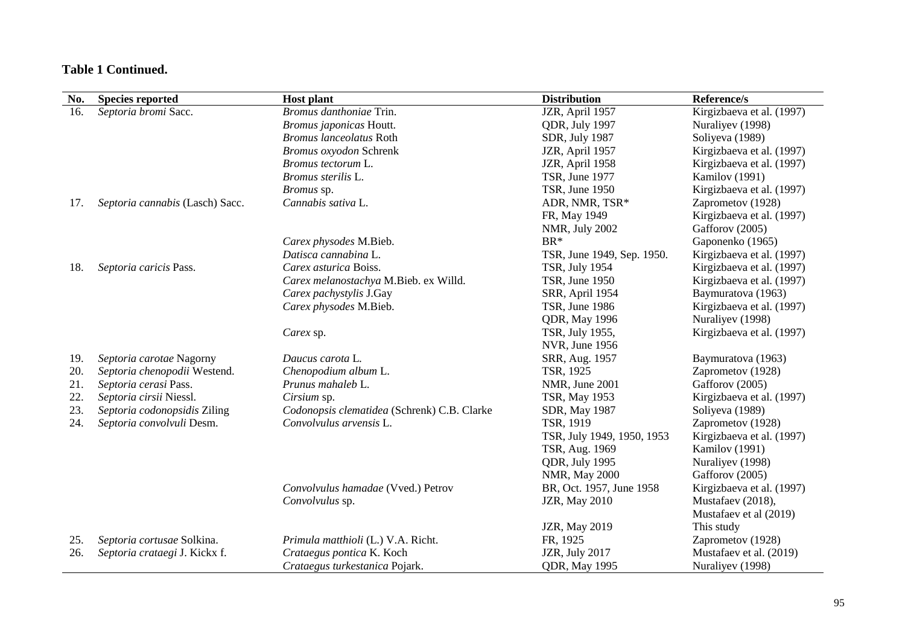**Table 1 Continued.**

| No. | Species reported | Host plant | Distribution | Reference/s |
|---|---|---|---|---|
| 16. | *Septoria bromi* Sacc. | *Bromus danthoniae* Trin. | JZR, April 1957 | Kirgizbaeva et al. (1997) |
| | | *Bromus japonicas* Houtt. | QDR, July 1997 | Nuraliyev (1998) |
| | | *Bromus lanceolatus* Roth | SDR, July 1987 | Soliyeva (1989) |
| | | *Bromus oxyodon* Schrenk | JZR, April 1957 | Kirgizbaeva et al. (1997) |
| | | *Bromus tectorum* L. | JZR, April 1958 | Kirgizbaeva et al. (1997) |
| | | *Bromus sterilis* L. | TSR, June 1977 | Kamilov (1991) |
| | | *Bromus* sp. | TSR, June 1950 | Kirgizbaeva et al. (1997) |
| 17. | *Septoria cannabis* (Lasch) Sacc. | *Cannabis sativa* L. | ADR, NMR, TSR* | Zaprometov (1928) |
| | | | FR, May 1949 | Kirgizbaeva et al. (1997) |
| | | | NMR, July 2002 | Gafforov (2005) |
| | | *Carex physodes* M.Bieb. | BR* | Gaponenko (1965) |
| | | *Datisca cannabina* L. | TSR, June 1949, Sep. 1950. | Kirgizbaeva et al. (1997) |
| 18. | *Septoria caricis* Pass. | *Carex asturica* Boiss. | TSR, July 1954 | Kirgizbaeva et al. (1997) |
| | | *Carex melanostachya* M.Bieb. ex Willd. | TSR, June 1950 | Kirgizbaeva et al. (1997) |
| | | *Carex pachystylis* J.Gay | SRR, April 1954 | Baymuratova (1963) |
| | | *Carex physodes* M.Bieb. | TSR, June 1986 | Kirgizbaeva et al. (1997) |
| | | | QDR, May 1996 | Nuraliyev (1998) |
| | | *Carex* sp. | TSR, July 1955, NVR, June 1956 | Kirgizbaeva et al. (1997) |
| 19. | *Septoria carotae* Nagorny | *Daucus carota* L. | SRR, Aug. 1957 | Baymuratova (1963) |
| 20. | *Septoria chenopodii* Westend. | *Chenopodium album* L. | TSR, 1925 | Zaprometov (1928) |
| 21. | *Septoria cerasi* Pass. | *Prunus mahaleb* L. | NMR, June 2001 | Gafforov (2005) |
| 22. | *Septoria cirsii* Niessl. | *Cirsium* sp. | TSR, May 1953 | Kirgizbaeva et al. (1997) |
| 23. | *Septoria codonopsidis* Ziling | *Codonopsis clematidea* (Schrenk) C.B. Clarke | SDR, May 1987 | Soliyeva (1989) |
| 24. | *Septoria convolvuli* Desm. | *Convolvulus arvensis* L. | TSR, 1919 | Zaprometov (1928) |
| | | | TSR, July 1949, 1950, 1953 | Kirgizbaeva et al. (1997) |
| | | | TSR, Aug. 1969 | Kamilov (1991) |
| | | | QDR, July 1995 | Nuraliyev (1998) |
| | | | NMR, May 2000 | Gafforov (2005) |
| | | *Convolvulus hamadae* (Vved.) Petrov | BR, Oct. 1957, June 1958 | Kirgizbaeva et al. (1997) |
| | | *Convolvulus* sp. | JZR, May 2010 | Mustafaev (2018), Mustafaev et al (2019) |
| | | | JZR, May 2019 | This study |
| 25. | *Septoria cortusae* Solkina. | *Primula matthioli* (L.) V.A. Richt. | FR, 1925 | Zaprometov (1928) |
| 26. | *Septoria crataegi* J. Kickx f. | *Crataegus pontica* K. Koch | JZR, July 2017 | Mustafaev et al. (2019) |
| | | *Crataegus turkestanica* Pojark. | QDR, May 1995 | Nuraliyev (1998) |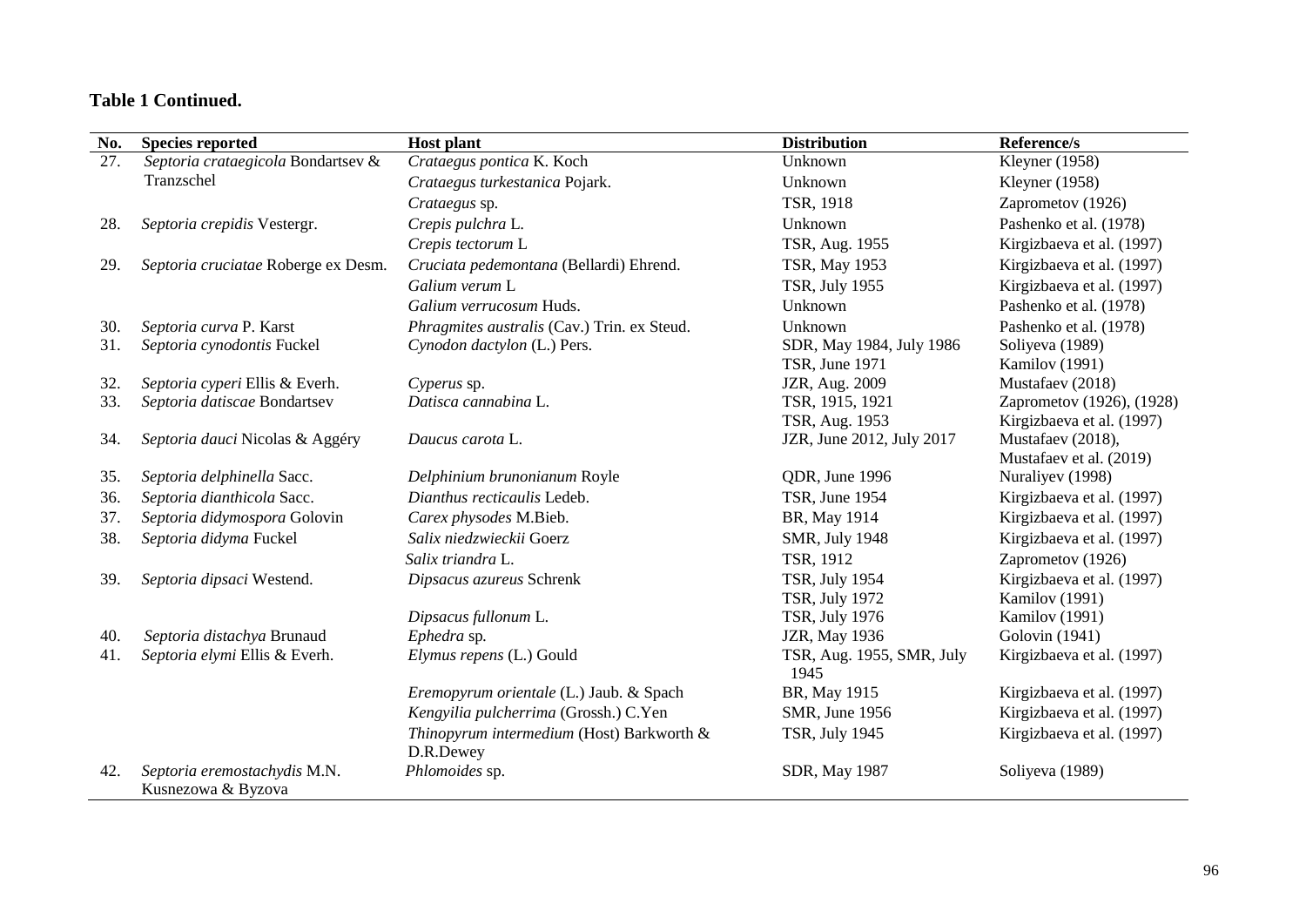**Table 1 Continued.**

| No. | Species reported | Host plant | Distribution | Reference/s |
|---|---|---|---|---|
| 27. | *Septoria crataegicola* Bondartsev & Tranzschel | *Crataegus pontica* K. Koch | Unknown | Kleyner (1958) |
| | | *Crataegus turkestanica* Pojark. | Unknown | Kleyner (1958) |
| | | *Crataegus* sp. | TSR, 1918 | Zaprometov (1926) |
| 28. | *Septoria crepidis* Vestergr. | *Crepis pulchra* L. | Unknown | Pashenko et al. (1978) |
| | | *Crepis tectorum* L | TSR, Aug. 1955 | Kirgizbaeva et al. (1997) |
| 29. | *Septoria cruciatae* Roberge ex Desm. | *Cruciata pedemontana* (Bellardi) Ehrend. | TSR, May 1953 | Kirgizbaeva et al. (1997) |
| | | *Galium verum* L | TSR, July 1955 | Kirgizbaeva et al. (1997) |
| | | *Galium verrucosum* Huds. | Unknown | Pashenko et al. (1978) |
| 30. | *Septoria curva* P. Karst | *Phragmites australis* (Cav.) Trin. ex Steud. | Unknown | Pashenko et al. (1978) |
| 31. | *Septoria cynodontis* Fuckel | *Cynodon dactylon* (L.) Pers. | SDR, May 1984, July 1986<br>TSR, June 1971 | Soliyeva (1989)<br>Kamilov (1991) |
| 32. | *Septoria cyperi* Ellis & Everh. | *Cyperus* sp. | JZR, Aug. 2009 | Mustafaev (2018) |
| 33. | *Septoria datiscae* Bondartsev | *Datisca cannabina* L. | TSR, 1915, 1921<br>TSR, Aug. 1953 | Zaprometov (1926), (1928)<br>Kirgizbaeva et al. (1997) |
| 34. | *Septoria dauci* Nicolas & Aggéry | *Daucus carota* L. | JZR, June 2012, July 2017 | Mustafaev (2018),<br>Mustafaev et al. (2019) |
| 35. | *Septoria delphinella* Sacc. | *Delphinium brunonianum* Royle | QDR, June 1996 | Nuraliyev (1998) |
| 36. | *Septoria dianthicola* Sacc. | *Dianthus recticaulis* Ledeb. | TSR, June 1954 | Kirgizbaeva et al. (1997) |
| 37. | *Septoria didymospora* Golovin | *Carex physodes* M.Bieb. | BR, May 1914 | Kirgizbaeva et al. (1997) |
| 38. | *Septoria didyma* Fuckel | *Salix niedzwieckii* Goerz | SMR, July 1948 | Kirgizbaeva et al. (1997) |
| | | *Salix triandra* L. | TSR, 1912 | Zaprometov (1926) |
| 39. | *Septoria dipsaci* Westend. | *Dipsacus azureus* Schrenk | TSR, July 1954<br>TSR, July 1972 | Kirgizbaeva et al. (1997)<br>Kamilov (1991) |
| | | *Dipsacus fullonum* L. | TSR, July 1976 | Kamilov (1991) |
| 40. | *Septoria distachya* Brunaud | *Ephedra* sp. | JZR, May 1936 | Golovin (1941) |
| 41. | *Septoria elymi* Ellis & Everh. | *Elymus repens* (L.) Gould | TSR, Aug. 1955, SMR, July 1945 | Kirgizbaeva et al. (1997) |
| | | *Eremopyrum orientale* (L.) Jaub. & Spach | BR, May 1915 | Kirgizbaeva et al. (1997) |
| | | *Kengyilia pulcherrima* (Grossh.) C.Yen | SMR, June 1956 | Kirgizbaeva et al. (1997) |
| | | *Thinopyrum intermedium* (Host) Barkworth & D.R.Dewey | TSR, July 1945 | Kirgizbaeva et al. (1997) |
| 42. | *Septoria eremostachydis* M.N. Kusnezowa & Byzova | *Phlomoides* sp. | SDR, May 1987 | Soliyeva (1989) |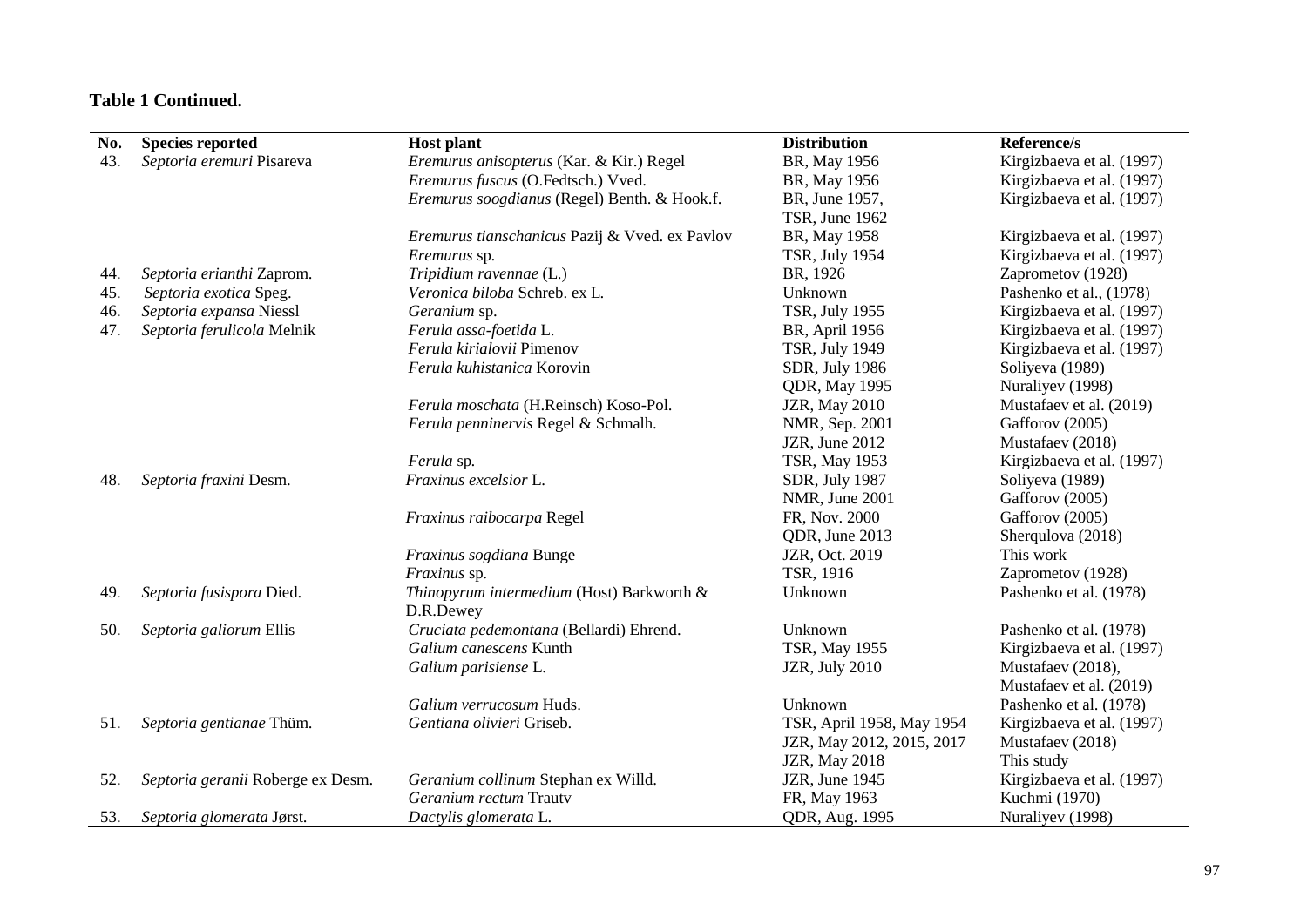**Table 1 Continued.**

| No. | Species reported | Host plant | Distribution | Reference/s |
|---|---|---|---|---|
| 43. | *Septoria eremuri* Pisareva | *Eremurus anisopterus* (Kar. & Kir.) Regel | BR, May 1956 | Kirgizbaeva et al. (1997) |
| | | *Eremurus fuscus* (O.Fedtsch.) Vved. | BR, May 1956 | Kirgizbaeva et al. (1997) |
| | | *Eremurus soogdianus* (Regel) Benth. & Hook.f. | BR, June 1957, TSR, June 1962 | Kirgizbaeva et al. (1997) |
| | | *Eremurus tianschanicus* Pazij & Vved. ex Pavlov | BR, May 1958 | Kirgizbaeva et al. (1997) |
| | | *Eremurus* sp. | TSR, July 1954 | Kirgizbaeva et al. (1997) |
| 44. | *Septoria erianthi* Zaprom. | *Tripidium ravennae* (L.) | BR, 1926 | Zaprometov (1928) |
| 45. | *Septoria exotica* Speg. | *Veronica biloba* Schreb. ex L. | Unknown | Pashenko et al., (1978) |
| 46. | *Septoria expansa* Niessl | *Geranium* sp. | TSR, July 1955 | Kirgizbaeva et al. (1997) |
| 47. | *Septoria ferulicola* Melnik | *Ferula assa-foetida* L. | BR, April 1956 | Kirgizbaeva et al. (1997) |
| | | *Ferula kirialovii* Pimenov | TSR, July 1949 | Kirgizbaeva et al. (1997) |
| | | *Ferula kuhistanica* Korovin | SDR, July 1986 | Soliyeva (1989) |
| | | | QDR, May 1995 | Nuraliyev (1998) |
| | | *Ferula moschata* (H.Reinsch) Koso-Pol. | JZR, May 2010 | Mustafaev et al. (2019) |
| | | *Ferula pennineruis* Regel & Schmalh. | NMR, Sep. 2001 | Gafforov (2005) |
| | | | JZR, June 2012 | Mustafaev (2018) |
| | | *Ferula* sp. | TSR, May 1953 | Kirgizbaeva et al. (1997) |
| 48. | *Septoria fraxini* Desm. | *Fraxinus excelsior* L. | SDR, July 1987 | Soliyeva (1989) |
| | | | NMR, June 2001 | Gafforov (2005) |
| | | *Fraxinus raibocarpa* Regel | FR, Nov. 2000 | Gafforov (2005) |
| | | | QDR, June 2013 | Sherqulova (2018) |
| | | *Fraxinus sogdiana* Bunge | JZR, Oct. 2019 | This work |
| | | *Fraxinus* sp. | TSR, 1916 | Zaprometov (1928) |
| 49. | *Septoria fusispora* Died. | *Thinopyrum intermedium* (Host) Barkworth & D.R.Dewey | Unknown | Pashenko et al. (1978) |
| 50. | *Septoria galiorum* Ellis | *Cruciata pedemontana* (Bellardi) Ehrend. | Unknown | Pashenko et al. (1978) |
| | | *Galium canescens* Kunth | TSR, May 1955 | Kirgizbaeva et al. (1997) |
| | | *Galium parisiense* L. | JZR, July 2010 | Mustafaev (2018), Mustafaev et al. (2019) |
| | | *Galium verrucosum* Huds. | Unknown | Pashenko et al. (1978) |
| 51. | *Septoria gentianae* Thüm. | *Gentiana olivieri* Griseb. | TSR, April 1958, May 1954 | Kirgizbaeva et al. (1997) |
| | | | JZR, May 2012, 2015, 2017 | Mustafaev (2018) |
| | | | JZR, May 2018 | This study |
| 52. | *Septoria geranii* Roberge ex Desm. | *Geranium collinum* Stephan ex Willd. | JZR, June 1945 | Kirgizbaeva et al. (1997) |
| | | *Geranium rectum* Trautv | FR, May 1963 | Kuchmi (1970) |
| 53. | *Septoria glomerata* Jørst. | *Dactylis glomerata* L. | QDR, Aug. 1995 | Nuraliyev (1998) |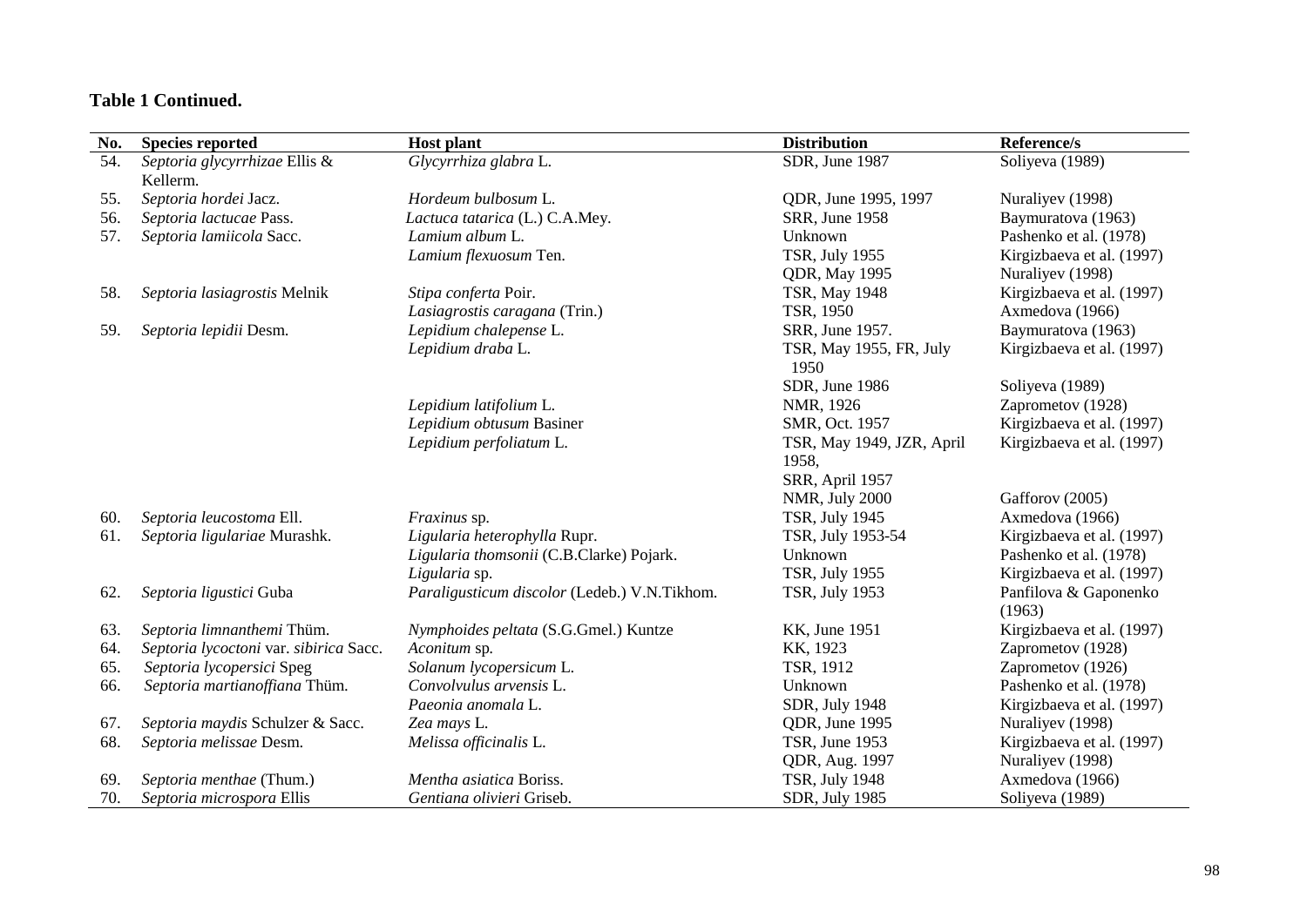**Table 1 Continued.**

| No. | Species reported | Host plant | Distribution | Reference/s |
|---|---|---|---|---|
| 54. | *Septoria glycyrrhizae* Ellis & Kellerm. | *Glycyrrhiza glabra* L. | SDR, June 1987 | Soliyeva (1989) |
| 55. | *Septoria hordei* Jacz. | *Hordeum bulbosum* L. | QDR, June 1995, 1997 | Nuraliyev (1998) |
| 56. | *Septoria lactucae* Pass. | *Lactuca tatarica* (L.) C.A.Mey. | SRR, June 1958 | Baymuratova (1963) |
| 57. | *Septoria lamiicola* Sacc. | *Lamium album* L. | Unknown | Pashenko et al. (1978) |
| | | *Lamium flexuosum* Ten. | TSR, July 1955 | Kirgizbaeva et al. (1997) |
| | | | QDR, May 1995 | Nuraliyev (1998) |
| 58. | *Septoria lasiagrostis* Melnik | *Stipa conferta* Poir. | TSR, May 1948 | Kirgizbaeva et al. (1997) |
| | | *Lasiagrostis caragana* (Trin.) | TSR, 1950 | Axmedova (1966) |
| 59. | *Septoria lepidii* Desm. | *Lepidium chalepense* L. | SRR, June 1957. | Baymuratova (1963) |
| | | *Lepidium draba* L. | TSR, May 1955, FR, July 1950 | Kirgizbaeva et al. (1997) |
| | | | SDR, June 1986 | Soliyeva (1989) |
| | | *Lepidium latifolium* L. | NMR, 1926 | Zaprometov (1928) |
| | | *Lepidium obtusum* Basiner | SMR, Oct. 1957 | Kirgizbaeva et al. (1997) |
| | | *Lepidium perfoliatum* L. | TSR, May 1949, JZR, April 1958, SRR, April 1957 | Kirgizbaeva et al. (1997) |
| | | | NMR, July 2000 | Gafforov (2005) |
| 60. | *Septoria leucostoma* Ell. | *Fraxinus* sp. | TSR, July 1945 | Axmedova (1966) |
| 61. | *Septoria ligulariae* Murashk. | *Ligularia heterophylla* Rupr. | TSR, July 1953-54 | Kirgizbaeva et al. (1997) |
| | | *Ligularia thomsonii* (C.B.Clarke) Pojark. | Unknown | Pashenko et al. (1978) |
| | | *Ligularia* sp. | TSR, July 1955 | Kirgizbaeva et al. (1997) |
| 62. | *Septoria ligustici* Guba | *Paraligusticum discolor* (Ledeb.) V.N.Tikhom. | TSR, July 1953 | Panfilova & Gaponenko (1963) |
| 63. | *Septoria limnanthemi* Thüm. | *Nymphoides peltata* (S.G.Gmel.) Kuntze | KK, June 1951 | Kirgizbaeva et al. (1997) |
| 64. | *Septoria lycoctoni* var. *sibirica* Sacc. | *Aconitum* sp. | KK, 1923 | Zaprometov (1928) |
| 65. | *Septoria lycopersici* Speg | *Solanum lycopersicum* L. | TSR, 1912 | Zaprometov (1926) |
| 66. | *Septoria martianoffiana* Thüm. | *Convolvulus arvensis* L. | Unknown | Pashenko et al. (1978) |
| | | *Paeonia anomala* L. | SDR, July 1948 | Kirgizbaeva et al. (1997) |
| 67. | *Septoria maydis* Schulzer & Sacc. | *Zea mays* L. | QDR, June 1995 | Nuraliyev (1998) |
| 68. | *Septoria melissae* Desm. | *Melissa officinalis* L. | TSR, June 1953 | Kirgizbaeva et al. (1997) |
| | | | QDR, Aug. 1997 | Nuraliyev (1998) |
| 69. | *Septoria menthae* (Thum.) | *Mentha asiatica* Boriss. | TSR, July 1948 | Axmedova (1966) |
| 70. | *Septoria microspora* Ellis | *Gentiana olivieri* Griseb. | SDR, July 1985 | Soliyeva (1989) |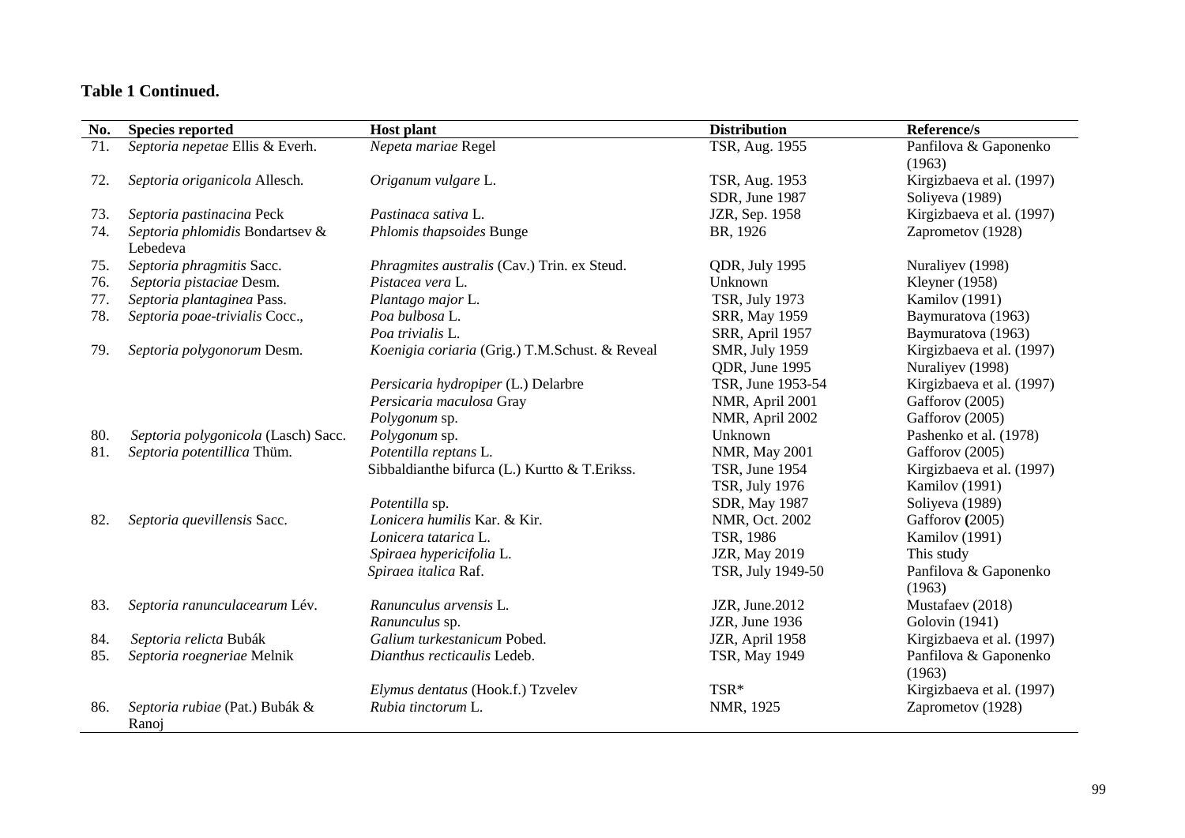**Table 1 Continued.**

| No. | Species reported | Host plant | Distribution | Reference/s |
|---|---|---|---|---|
| 71. | *Septoria nepetae* Ellis & Everh. | *Nepeta mariae* Regel | TSR, Aug. 1955 | Panfilova & Gaponenko (1963) |
| 72. | *Septoria origanicola* Allesch. | *Origanum vulgare* L. | TSR, Aug. 1953 | Kirgizbaeva et al. (1997) |
| | | | SDR, June 1987 | Soliyeva (1989) |
| 73. | *Septoria pastinacina* Peck | *Pastinaca sativa* L. | JZR, Sep. 1958 | Kirgizbaeva et al. (1997) |
| 74. | *Septoria phlomidis* Bondartsev & Lebedeva | *Phlomis thapsoides* Bunge | BR, 1926 | Zaprometov (1928) |
| 75. | *Septoria phragmitis* Sacc. | *Phragmites australis* (Cav.) Trin. ex Steud. | QDR, July 1995 | Nuraliyev (1998) |
| 76. | *Septoria pistaciae* Desm. | *Pistacea vera* L. | Unknown | Kleyner (1958) |
| 77. | *Septoria plantaginea* Pass. | *Plantago major* L. | TSR, July 1973 | Kamilov (1991) |
| 78. | *Septoria poae-trivialis* Cocc., | *Poa bulbosa* L. | SRR, May 1959 | Baymuratova (1963) |
| | | *Poa trivialis* L. | SRR, April 1957 | Baymuratova (1963) |
| 79. | *Septoria polygonorum* Desm. | *Koenigia coriaria* (Grig.) T.M.Schust. & Reveal | SMR, July 1959 | Kirgizbaeva et al. (1997) |
| | | | QDR, June 1995 | Nuraliyev (1998) |
| | | *Persicaria hydropiper* (L.) Delarbre | TSR, June 1953-54 | Kirgizbaeva et al. (1997) |
| | | *Persicaria maculosa* Gray | NMR, April 2001 | Gafforov (2005) |
| | | *Polygonum* sp. | NMR, April 2002 | Gafforov (2005) |
| 80. | *Septoria polygonicola* (Lasch) Sacc. | *Polygonum* sp. | Unknown | Pashenko et al. (1978) |
| 81. | *Septoria potentillica* Thüm. | *Potentilla reptans* L. | NMR, May 2001 | Gafforov (2005) |
| | | Sibbaldianthe bifurca (L.) Kurtto & T.Erikss. | TSR, June 1954 | Kirgizbaeva et al. (1997) |
| | | | TSR, July 1976 | Kamilov (1991) |
| | | *Potentilla* sp. | SDR, May 1987 | Soliyeva (1989) |
| 82. | *Septoria quevillensis* Sacc. | *Lonicera humilis* Kar. & Kir. | NMR, Oct. 2002 | Gafforov (2005) |
| | | *Lonicera tatarica* L. | TSR, 1986 | Kamilov (1991) |
| | | *Spiraea hypericifolia* L. | JZR, May 2019 | This study |
| | | *Spiraea italica* Raf. | TSR, July 1949-50 | Panfilova & Gaponenko (1963) |
| 83. | *Septoria ranunculacearum* Lév. | *Ranunculus arvensis* L. | JZR, June.2012 | Mustafaev (2018) |
| | | *Ranunculus* sp. | JZR, June 1936 | Golovin (1941) |
| 84. | *Septoria relicta* Bubák | *Galium turkestanicum* Pobed. | JZR, April 1958 | Kirgizbaeva et al. (1997) |
| 85. | *Septoria roegneriae* Melnik | *Dianthus recticaulis* Ledeb. | TSR, May 1949 | Panfilova & Gaponenko (1963) |
| | | *Elymus dentatus* (Hook.f.) Tzvelev | TSR* | Kirgizbaeva et al. (1997) |
| 86. | *Septoria rubiae* (Pat.) Bubák & Ranoj | *Rubia tinctorum* L. | NMR, 1925 | Zaprometov (1928) |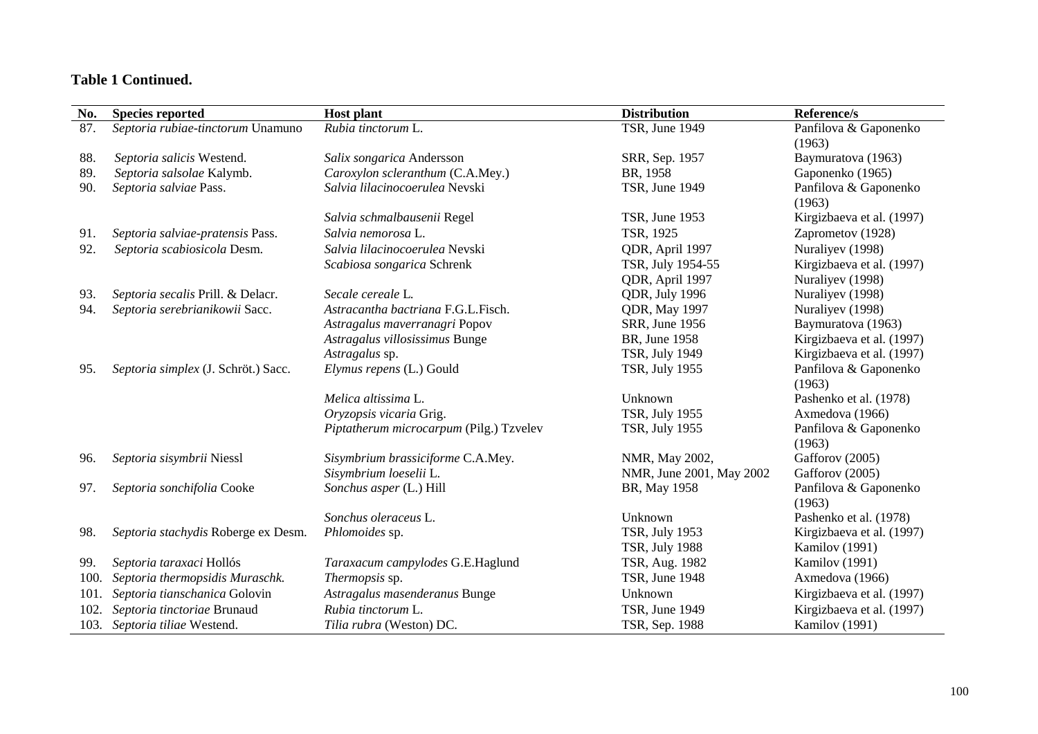**Table 1 Continued.**

| No. | Species reported | Host plant | Distribution | Reference/s |
|---|---|---|---|---|
| 87. | *Septoria rubiae-tinctorum* Unamuno | *Rubia tinctorum* L. | TSR, June 1949 | Panfilova & Gaponenko (1963) |
| 88. | *Septoria salicis* Westend. | *Salix songarica* Andersson | SRR, Sep. 1957 | Baymuratova (1963) |
| 89. | *Septoria salsolae* Kalymb. | *Caroxylon scleranthum* (C.A.Mey.) | BR, 1958 | Gaponenko (1965) |
| 90. | *Septoria salviae* Pass. | *Salvia lilacinocoerulea* Nevski | TSR, June 1949 | Panfilova & Gaponenko (1963) |
| | | *Salvia schmalbausenii* Regel | TSR, June 1953 | Kirgizbaeva et al. (1997) |
| 91. | *Septoria salviae-pratensis* Pass. | *Salvia nemorosa* L. | TSR, 1925 | Zaprometov (1928) |
| 92. | *Septoria scabiosicola* Desm. | *Salvia lilacinocoerulea* Nevski | QDR, April 1997 | Nuraliyev (1998) |
| | | *Scabiosa songarica* Schrenk | TSR, July 1954-55 | Kirgizbaeva et al. (1997) |
| | | | QDR, April 1997 | Nuraliyev (1998) |
| 93. | *Septoria secalis* Prill. & Delacr. | *Secale cereale* L. | QDR, July 1996 | Nuraliyev (1998) |
| 94. | *Septoria serebrianikowii* Sacc. | *Astracantha bactriana* F.G.L.Fisch. | QDR, May 1997 | Nuraliyev (1998) |
| | | *Astragalus maverranagri* Popov | SRR, June 1956 | Baymuratova (1963) |
| | | *Astragalus villosissimus* Bunge | BR, June 1958 | Kirgizbaeva et al. (1997) |
| | | *Astragalus* sp. | TSR, July 1949 | Kirgizbaeva et al. (1997) |
| 95. | *Septoria simplex* (J. Schröt.) Sacc. | *Elymus repens* (L.) Gould | TSR, July 1955 | Panfilova & Gaponenko (1963) |
| | | *Melica altissima* L. | Unknown | Pashenko et al. (1978) |
| | | *Oryzopsis vicaria* Grig. | TSR, July 1955 | Axmedova (1966) |
| | | *Piptatherum microcarpum* (Pilg.) Tzvelev | TSR, July 1955 | Panfilova & Gaponenko (1963) |
| 96. | *Septoria sisymbrii* Niessl | *Sisymbrium brassiciforme* C.A.Mey. | NMR, May 2002, | Gafforov (2005) |
| | | *Sisymbrium loeselii* L. | NMR, June 2001, May 2002 | Gafforov (2005) |
| 97. | *Septoria sonchifolia* Cooke | *Sonchus asper* (L.) Hill | BR, May 1958 | Panfilova & Gaponenko (1963) |
| | | *Sonchus oleraceus* L. | Unknown | Pashenko et al. (1978) |
| 98. | *Septoria stachydis* Roberge ex Desm. | *Phlomoides* sp. | TSR, July 1953 | Kirgizbaeva et al. (1997) |
| | | | TSR, July 1988 | Kamilov (1991) |
| 99. | *Septoria taraxaci* Hollós | *Taraxacum campylodes* G.E.Haglund | TSR, Aug. 1982 | Kamilov (1991) |
| 100. | *Septoria thermopsidis* Muraschk. | *Thermopsis* sp. | TSR, June 1948 | Axmedova (1966) |
| 101. | *Septoria tianschanica* Golovin | *Astragalus masenderanus* Bunge | Unknown | Kirgizbaeva et al. (1997) |
| 102. | *Septoria tinctoriae* Brunaud | *Rubia tinctorum* L. | TSR, June 1949 | Kirgizbaeva et al. (1997) |
| 103. | *Septoria tiliae* Westend. | *Tilia rubra* (Weston) DC. | TSR, Sep. 1988 | Kamilov (1991) |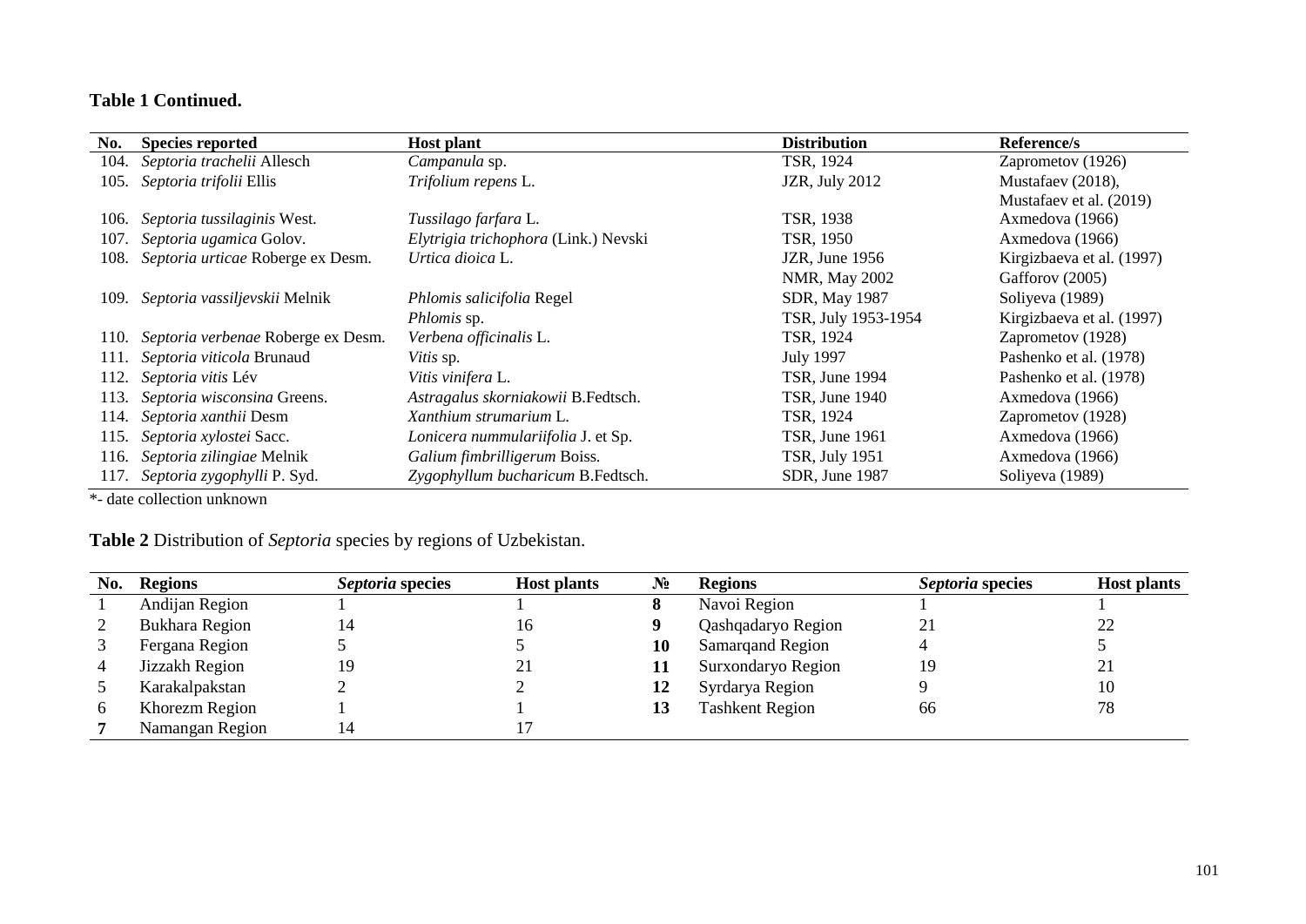**Table 1 Continued.**

| No. | Species reported | Host plant | Distribution | Reference/s |
|---|---|---|---|---|
| 104. | *Septoria trachelii* Allesch | *Campanula* sp. | TSR, 1924 | Zaprometov (1926) |
| 105. | *Septoria trifolii* Ellis | *Trifolium repens* L. | JZR, July 2012 | Mustafaev (2018), Mustafaev et al. (2019) |
| 106. | *Septoria tussilaginis* West. | *Tussilago farfara* L. | TSR, 1938 | Axmedova (1966) |
| 107. | *Septoria ugamica* Golov. | *Elytrigia trichophora* (Link.) Nevski | TSR, 1950 | Axmedova (1966) |
| 108. | *Septoria urticae* Roberge ex Desm. | *Urtica dioica* L. | JZR, June 1956 | Kirgizbaeva et al. (1997) |
| | | | NMR, May 2002 | Gafforov (2005) |
| 109. | *Septoria vassiljevskii* Melnik | *Phlomis salicifolia* Regel | SDR, May 1987 | Soliyeva (1989) |
| | | *Phlomis* sp. | TSR, July 1953-1954 | Kirgizbaeva et al. (1997) |
| 110. | *Septoria verbenae* Roberge ex Desm. | *Verbena officinalis* L. | TSR, 1924 | Zaprometov (1928) |
| 111. | *Septoria viticola* Brunaud | *Vitis* sp. | July 1997 | Pashenko et al. (1978) |
| 112. | *Septoria vitis* Lév | *Vitis vinifera* L. | TSR, June 1994 | Pashenko et al. (1978) |
| 113. | *Septoria wisconsina* Greens. | *Astragalus skorniakowii* B.Fedtsch. | TSR, June 1940 | Axmedova (1966) |
| 114. | *Septoria xanthii* Desm | *Xanthium strumarium* L. | TSR, 1924 | Zaprometov (1928) |
| 115. | *Septoria xylostei* Sacc. | *Lonicera nummulariifolia* J. et Sp. | TSR, June 1961 | Axmedova (1966) |
| 116. | *Septoria zilingiae* Melnik | *Galium fimbrilligerum* Boiss. | TSR, July 1951 | Axmedova (1966) |
| 117. | *Septoria zygophylli* P. Syd. | *Zygophyllum bucharicum* B.Fedtsch. | SDR, June 1987 | Soliyeva (1989) |

*- date collection unknown

**Table 2** Distribution of *Septoria* species by regions of Uzbekistan.

| No. | Regions | *Septoria* species | Host plants | № | Regions | *Septoria* species | Host plants |
|---|---|---|---|---|---|---|---|
| 1 | Andijan Region | 1 | 1 | **8** | Navoi Region | 1 | 1 |
| 2 | Bukhara Region | 14 | 16 | **9** | Qashqadaryo Region | 21 | 22 |
| 3 | Fergana Region | 5 | 5 | **10** | Samarqand Region | 4 | 5 |
| 4 | Jizzakh Region | 19 | 21 | **11** | Surxondaryo Region | 19 | 21 |
| 5 | Karakalpakstan | 2 | 2 | **12** | Syrdarya Region | 9 | 10 |
| 6 | Khorezm Region | 1 | 1 | **13** | Tashkent Region | 66 | 78 |
| **7** | Namangan Region | 14 | 17 | | | | |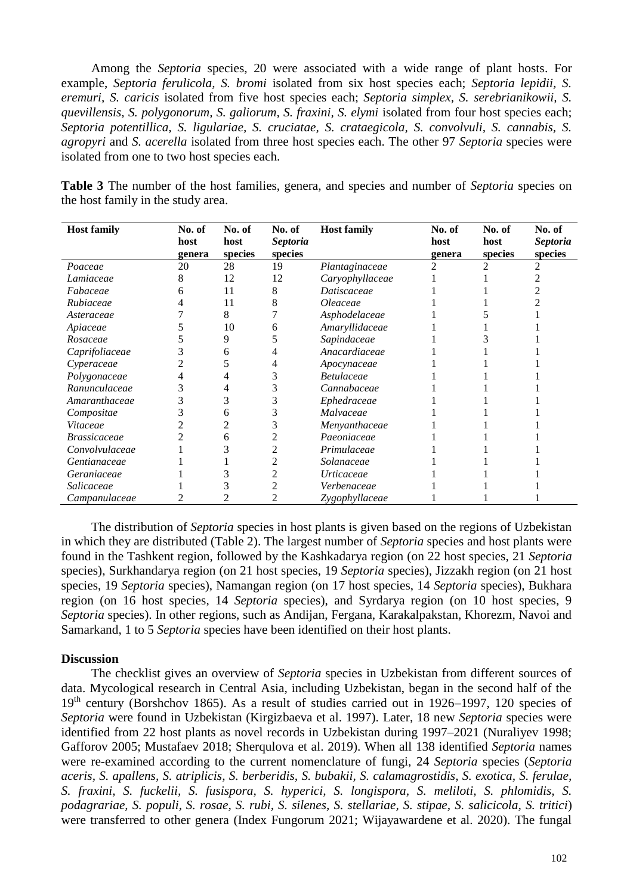Among the *Septoria* species, 20 were associated with a wide range of plant hosts. For example, *Septoria ferulicola, S. bromi* isolated from six host species each; *Septoria lepidii, S. eremuri, S. caricis* isolated from five host species each; *Septoria simplex, S. serebrianikowii, S. quevillensis, S. polygonorum, S. galiorum, S. fraxini, S. elymi* isolated from four host species each; *Septoria potentillica, S. ligulariae, S. cruciatae, S. crataegicola, S. convolvuli, S. cannabis, S. agropyri* and *S. acerella* isolated from three host species each. The other 97 *Septoria* species were isolated from one to two host species each.

**Table 3** The number of the host families, genera, and species and number of *Septoria* species on the host family in the study area.

| Host family | No. of host genera | No. of host species | No. of *Septoria* species | Host family | No. of host genera | No. of host species | No. of *Septoria* species |
|---|---|---|---|---|---|---|---|
| *Poaceae* | 20 | 28 | 19 | *Plantaginaceae* | 2 | 2 | 2 |
| *Lamiaceae* | 8 | 12 | 12 | *Caryophyllaceae* | 1 | 1 | 2 |
| *Fabaceae* | 6 | 11 | 8 | *Datiscaceae* | 1 | 1 | 2 |
| *Rubiaceae* | 4 | 11 | 8 | *Oleaceae* | 1 | 1 | 2 |
| *Asteraceae* | 7 | 8 | 7 | *Asphodelaceae* | 1 | 5 | 1 |
| *Apiaceae* | 5 | 10 | 6 | *Amaryllidaceae* | 1 | 1 | 1 |
| *Rosaceae* | 5 | 9 | 5 | *Sapindaceae* | 1 | 3 | 1 |
| *Caprifoliaceae* | 3 | 6 | 4 | *Anacardiaceae* | 1 | 1 | 1 |
| *Cyperaceae* | 2 | 5 | 4 | *Apocynaceae* | 1 | 1 | 1 |
| *Polygonaceae* | 4 | 4 | 3 | *Betulaceae* | 1 | 1 | 1 |
| *Ranunculaceae* | 3 | 4 | 3 | *Cannabaceae* | 1 | 1 | 1 |
| *Amaranthaceae* | 3 | 3 | 3 | *Ephedraceae* | 1 | 1 | 1 |
| *Compositae* | 3 | 6 | 3 | *Malvaceae* | 1 | 1 | 1 |
| *Vitaceae* | 2 | 2 | 3 | *Menyanthaceae* | 1 | 1 | 1 |
| *Brassicaceae* | 2 | 6 | 2 | *Paeoniaceae* | 1 | 1 | 1 |
| *Convolvulaceae* | 1 | 3 | 2 | *Primulaceae* | 1 | 1 | 1 |
| *Gentianaceae* | 1 | 1 | 2 | *Solanaceae* | 1 | 1 | 1 |
| *Geraniaceae* | 1 | 3 | 2 | *Urticaceae* | 1 | 1 | 1 |
| *Salicaceae* | 1 | 3 | 2 | *Verbenaceae* | 1 | 1 | 1 |
| *Campanulaceae* | 2 | 2 | 2 | *Zygophyllaceae* | 1 | 1 | 1 |

The distribution of *Septoria* species in host plants is given based on the regions of Uzbekistan in which they are distributed (Table 2). The largest number of *Septoria* species and host plants were found in the Tashkent region, followed by the Kashkadarya region (on 22 host species, 21 *Septoria* species), Surkhandarya region (on 21 host species, 19 *Septoria* species), Jizzakh region (on 21 host species, 19 *Septoria* species), Namangan region (on 17 host species, 14 *Septoria* species), Bukhara region (on 16 host species, 14 *Septoria* species), and Syrdarya region (on 10 host species, 9 *Septoria* species). In other regions, such as Andijan, Fergana, Karakalpakstan, Khorezm, Navoi and Samarkand, 1 to 5 *Septoria* species have been identified on their host plants.

## Discussion

The checklist gives an overview of *Septoria* species in Uzbekistan from different sources of data. Mycological research in Central Asia, including Uzbekistan, began in the second half of the 19th century (Borshchov 1865). As a result of studies carried out in 1926–1997, 120 species of *Septoria* were found in Uzbekistan (Kirgizbaeva et al. 1997). Later, 18 new *Septoria* species were identified from 22 host plants as novel records in Uzbekistan during 1997–2021 (Nuraliyev 1998; Gafforov 2005; Mustafaev 2018; Sherqulova et al. 2019). When all 138 identified *Septoria* names were re-examined according to the current nomenclature of fungi, 24 *Septoria* species (*Septoria aceris, S. apallens, S. atriplicis, S. berberidis, S. bubakii, S. calamagrostidis, S. exotica, S. ferulae, S. fraxini, S. fuckelii, S. fusispora, S. hyperici, S. longispora, S. meliloti, S. phlomidis, S. podagrariae, S. populi, S. rosae, S. rubi, S. silenes, S. stellariae, S. stipae, S. salicicola, S. tritici*) were transferred to other genera (Index Fungorum 2021; Wijayawardene et al. 2020). The fungal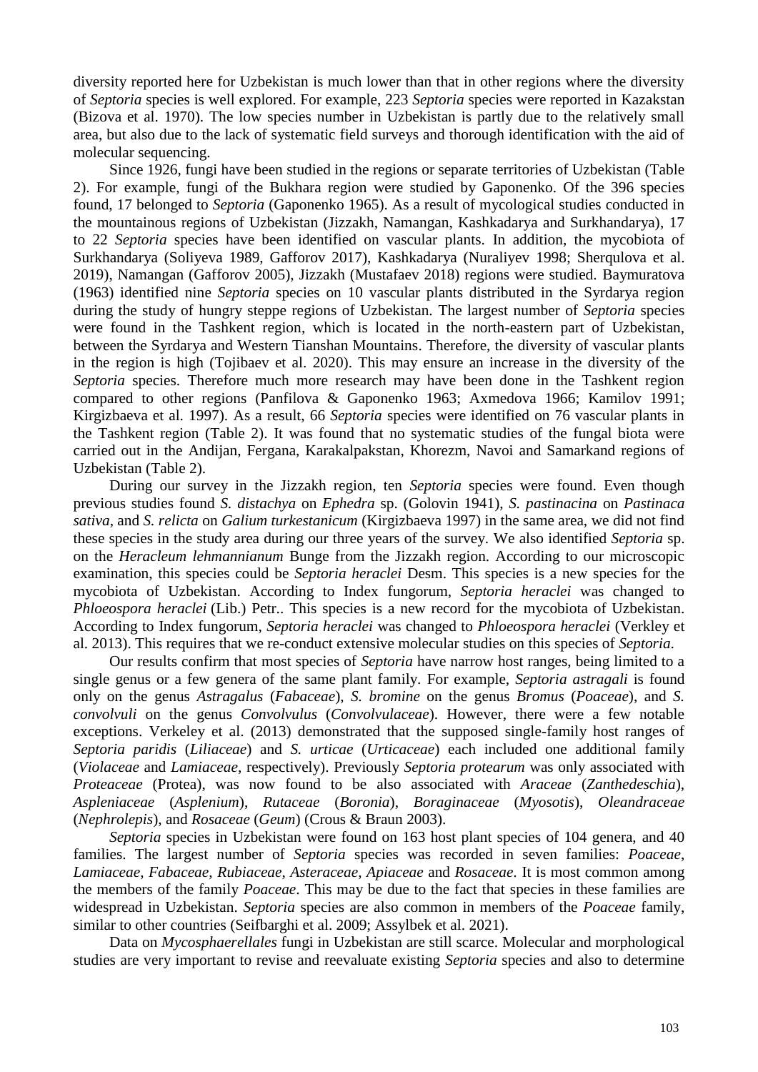diversity reported here for Uzbekistan is much lower than that in other regions where the diversity of *Septoria* species is well explored. For example, 223 *Septoria* species were reported in Kazakstan (Bizova et al. 1970). The low species number in Uzbekistan is partly due to the relatively small area, but also due to the lack of systematic field surveys and thorough identification with the aid of molecular sequencing.

Since 1926, fungi have been studied in the regions or separate territories of Uzbekistan (Table 2). For example, fungi of the Bukhara region were studied by Gaponenko. Of the 396 species found, 17 belonged to *Septoria* (Gaponenko 1965). As a result of mycological studies conducted in the mountainous regions of Uzbekistan (Jizzakh, Namangan, Kashkadarya and Surkhandarya), 17 to 22 *Septoria* species have been identified on vascular plants. In addition, the mycobiota of Surkhandarya (Soliyeva 1989, Gafforov 2017), Kashkadarya (Nuraliyev 1998; Sherqulova et al. 2019), Namangan (Gafforov 2005), Jizzakh (Mustafaev 2018) regions were studied. Baymuratova (1963) identified nine *Septoria* species on 10 vascular plants distributed in the Syrdarya region during the study of hungry steppe regions of Uzbekistan. The largest number of *Septoria* species were found in the Tashkent region, which is located in the north-eastern part of Uzbekistan, between the Syrdarya and Western Tianshan Mountains. Therefore, the diversity of vascular plants in the region is high (Tojibaev et al. 2020). This may ensure an increase in the diversity of the *Septoria* species. Therefore much more research may have been done in the Tashkent region compared to other regions (Panfilova & Gaponenko 1963; Axmedova 1966; Kamilov 1991; Kirgizbaeva et al. 1997). As a result, 66 *Septoria* species were identified on 76 vascular plants in the Tashkent region (Table 2). It was found that no systematic studies of the fungal biota were carried out in the Andijan, Fergana, Karakalpakstan, Khorezm, Navoi and Samarkand regions of Uzbekistan (Table 2).

During our survey in the Jizzakh region, ten *Septoria* species were found. Even though previous studies found *S. distachya* on *Ephedra* sp. (Golovin 1941), *S. pastinacina* on *Pastinaca sativa*, and *S. relicta* on *Galium turkestanicum* (Kirgizbaeva 1997) in the same area, we did not find these species in the study area during our three years of the survey. We also identified *Septoria* sp. on the *Heracleum lehmannianum* Bunge from the Jizzakh region. According to our microscopic examination, this species could be *Septoria heraclei* Desm. This species is a new species for the mycobiota of Uzbekistan. According to Index fungorum, *Septoria heraclei* was changed to *Phloeospora heraclei* (Lib.) Petr.. This species is a new record for the mycobiota of Uzbekistan. According to Index fungorum, *Septoria heraclei* was changed to *Phloeospora heraclei* (Verkley et al. 2013). This requires that we re-conduct extensive molecular studies on this species of *Septoria*.

Our results confirm that most species of *Septoria* have narrow host ranges, being limited to a single genus or a few genera of the same plant family. For example, *Septoria astragali* is found only on the genus *Astragalus* (*Fabaceae*), *S. bromine* on the genus *Bromus* (*Poaceae*), and *S. convolvuli* on the genus *Convolvulus* (*Convolvulaceae*). However, there were a few notable exceptions. Verkeley et al. (2013) demonstrated that the supposed single-family host ranges of *Septoria paridis* (*Liliaceae*) and *S. urticae* (*Urticaceae*) each included one additional family (*Violaceae* and *Lamiaceae*, respectively). Previously *Septoria protearum* was only associated with *Proteaceae* (Protea), was now found to be also associated with *Araceae* (*Zanthedeschia*), *Aspleniaceae* (*Asplenium*), *Rutaceae* (*Boronia*), *Boraginaceae* (*Myosotis*), *Oleandraceae* (*Nephrolepis*), and *Rosaceae* (*Geum*) (Crous & Braun 2003).

*Septoria* species in Uzbekistan were found on 163 host plant species of 104 genera, and 40 families. The largest number of *Septoria* species was recorded in seven families: *Poaceae*, *Lamiaceae*, *Fabaceae*, *Rubiaceae*, *Asteraceae*, *Apiaceae* and *Rosaceae*. It is most common among the members of the family *Poaceae*. This may be due to the fact that species in these families are widespread in Uzbekistan. *Septoria* species are also common in members of the *Poaceae* family, similar to other countries (Seifbarghi et al. 2009; Assylbek et al. 2021).

Data on *Mycosphaerellales* fungi in Uzbekistan are still scarce. Molecular and morphological studies are very important to revise and reevaluate existing *Septoria* species and also to determine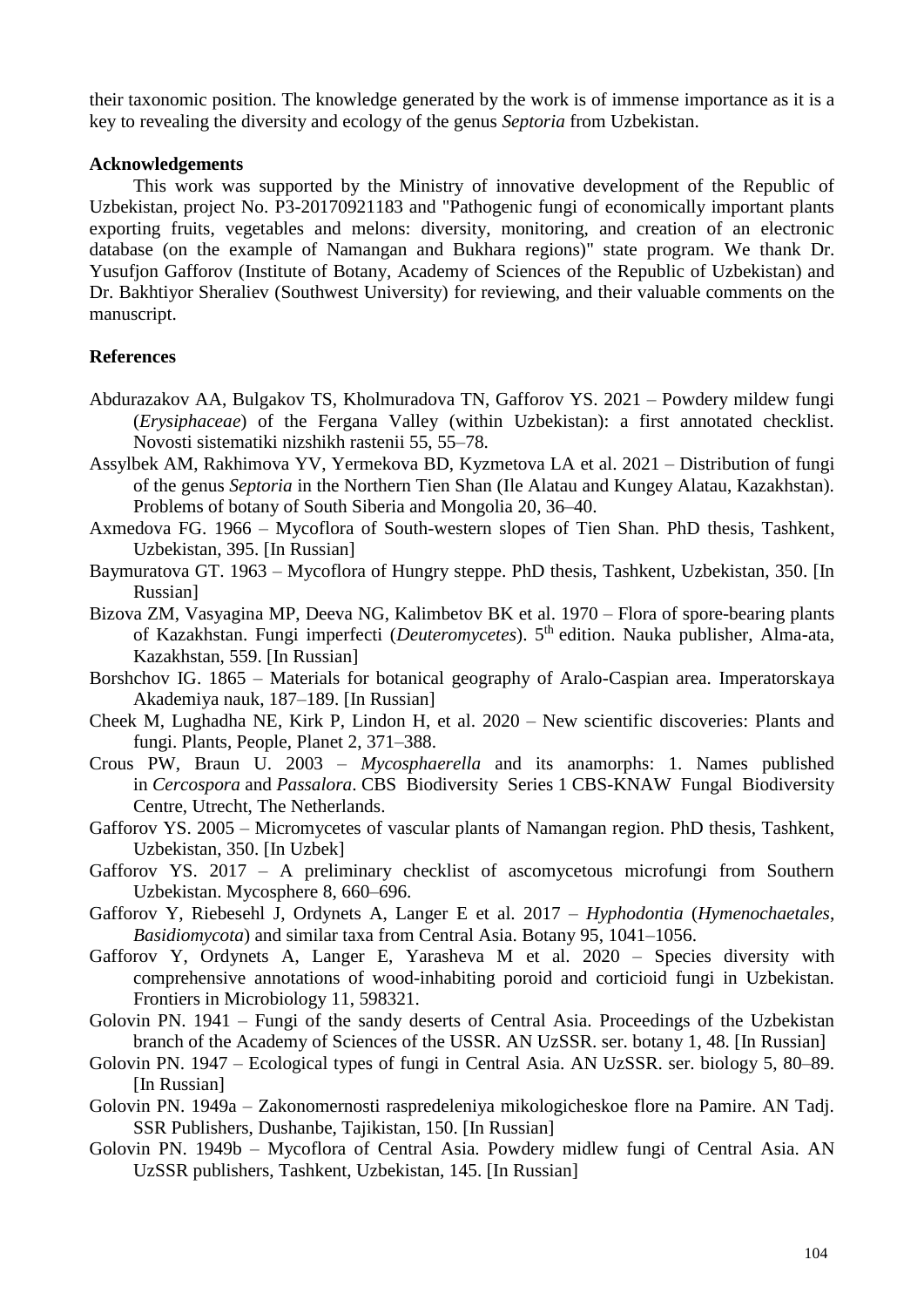their taxonomic position. The knowledge generated by the work is of immense importance as it is a key to revealing the diversity and ecology of the genus *Septoria* from Uzbekistan.

## Acknowledgements

This work was supported by the Ministry of innovative development of the Republic of Uzbekistan, project No. P3-20170921183 and "Pathogenic fungi of economically important plants exporting fruits, vegetables and melons: diversity, monitoring, and creation of an electronic database (on the example of Namangan and Bukhara regions)" state program. We thank Dr. Yusufjon Gafforov (Institute of Botany, Academy of Sciences of the Republic of Uzbekistan) and Dr. Bakhtiyor Sheraliev (Southwest University) for reviewing, and their valuable comments on the manuscript.

## References

Abdurazakov AA, Bulgakov TS, Kholmuradova TN, Gafforov YS. 2021 – Powdery mildew fungi (*Erysiphaceae*) of the Fergana Valley (within Uzbekistan): a first annotated checklist. Novosti sistematiki nizshikh rastenii 55, 55–78.

Assylbek AM, Rakhimova YV, Yermekova BD, Kyzmetova LA et al. 2021 – Distribution of fungi of the genus *Septoria* in the Northern Tien Shan (Ile Alatau and Kungey Alatau, Kazakhstan). Problems of botany of South Siberia and Mongolia 20, 36–40.

Axmedova FG. 1966 – Mycoflora of South-western slopes of Tien Shan. PhD thesis, Tashkent, Uzbekistan, 395. [In Russian]

Baymuratova GT. 1963 – Mycoflora of Hungry steppe. PhD thesis, Tashkent, Uzbekistan, 350. [In Russian]

Bizova ZM, Vasyagina MP, Deeva NG, Kalimbetov BK et al. 1970 – Flora of spore-bearing plants of Kazakhstan. Fungi imperfecti (*Deuteromycetes*). 5th edition. Nauka publisher, Alma-ata, Kazakhstan, 559. [In Russian]

Borshchov IG. 1865 – Materials for botanical geography of Aralo-Caspian area. Imperatorskaya Akademiya nauk, 187–189. [In Russian]

Cheek M, Lughadha NE, Kirk P, Lindon H, et al. 2020 – New scientific discoveries: Plants and fungi. Plants, People, Planet 2, 371–388.

Crous PW, Braun U. 2003 – *Mycosphaerella* and its anamorphs: 1. Names published in *Cercospora* and *Passalora*. CBS Biodiversity Series 1 CBS-KNAW Fungal Biodiversity Centre, Utrecht, The Netherlands.

Gafforov YS. 2005 – Micromycetes of vascular plants of Namangan region. PhD thesis, Tashkent, Uzbekistan, 350. [In Uzbek]

Gafforov YS. 2017 – A preliminary checklist of ascomycetous microfungi from Southern Uzbekistan. Mycosphere 8, 660–696.

Gafforov Y, Riebesehl J, Ordynets A, Langer E et al. 2017 – *Hyphodontia* (*Hymenochaetales*, *Basidiomycota*) and similar taxa from Central Asia. Botany 95, 1041–1056.

Gafforov Y, Ordynets A, Langer E, Yarasheva M et al. 2020 – Species diversity with comprehensive annotations of wood-inhabiting poroid and corticioid fungi in Uzbekistan. Frontiers in Microbiology 11, 598321.

Golovin PN. 1941 – Fungi of the sandy deserts of Central Asia. Proceedings of the Uzbekistan branch of the Academy of Sciences of the USSR. AN UzSSR. ser. botany 1, 48. [In Russian]

Golovin PN. 1947 – Ecological types of fungi in Central Asia. AN UzSSR. ser. biology 5, 80–89. [In Russian]

Golovin PN. 1949a – Zakonomernosti raspredeleniya mikologicheskoe flore na Pamire. AN Tadj. SSR Publishers, Dushanbe, Tajikistan, 150. [In Russian]

Golovin PN. 1949b – Mycoflora of Central Asia. Powdery midlew fungi of Central Asia. AN UzSSR publishers, Tashkent, Uzbekistan, 145. [In Russian]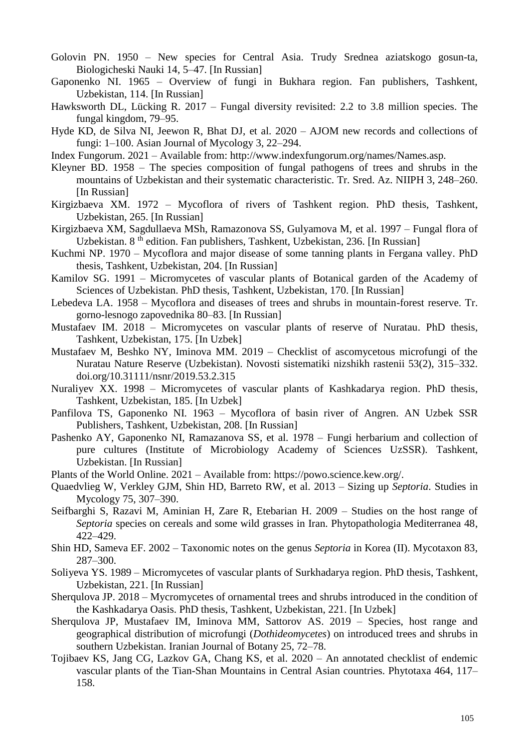Golovin PN. 1950 – New species for Central Asia. Trudy Srednea aziatskogo gosun-ta, Biologicheski Nauki 14, 5–47. [In Russian]

Gaponenko NI. 1965 – Overview of fungi in Bukhara region. Fan publishers, Tashkent, Uzbekistan, 114. [In Russian]

Hawksworth DL, Lücking R. 2017 – Fungal diversity revisited: 2.2 to 3.8 million species. The fungal kingdom, 79–95.

Hyde KD, de Silva NI, Jeewon R, Bhat DJ, et al. 2020 – AJOM new records and collections of fungi: 1–100. Asian Journal of Mycology 3, 22–294.

Index Fungorum. 2021 – Available from: http://www.indexfungorum.org/names/Names.asp.

Kleyner BD. 1958 – The species composition of fungal pathogens of trees and shrubs in the mountains of Uzbekistan and their systematic characteristic. Tr. Sred. Az. NIIPH 3, 248–260. [In Russian]

Kirgizbaeva XM. 1972 – Mycoflora of rivers of Tashkent region. PhD thesis, Tashkent, Uzbekistan, 265. [In Russian]

Kirgizbaeva XM, Sagdullaeva MSh, Ramazonova SS, Gulyamova M, et al. 1997 – Fungal flora of Uzbekistan. 8 th edition. Fan publishers, Tashkent, Uzbekistan, 236. [In Russian]

Kuchmi NP. 1970 – Mycoflora and major disease of some tanning plants in Fergana valley. PhD thesis, Tashkent, Uzbekistan, 204. [In Russian]

Kamilov SG. 1991 – Micromycetes of vascular plants of Botanical garden of the Academy of Sciences of Uzbekistan. PhD thesis, Tashkent, Uzbekistan, 170. [In Russian]

Lebedeva LA. 1958 – Mycoflora and diseases of trees and shrubs in mountain-forest reserve. Tr. gorno-lesnogo zapovednika 80–83. [In Russian]

Mustafaev IM. 2018 – Micromycetes on vascular plants of reserve of Nuratau. PhD thesis, Tashkent, Uzbekistan, 175. [In Uzbek]

Mustafaev M, Beshko NY, Iminova MM. 2019 – Checklist of ascomycetous microfungi of the Nuratau Nature Reserve (Uzbekistan). Novosti sistematiki nizshikh rastenii 53(2), 315–332. doi.org/10.31111/nsnr/2019.53.2.315

Nuraliyev XX. 1998 – Micromycetes of vascular plants of Kashkadarya region. PhD thesis, Tashkent, Uzbekistan, 185. [In Uzbek]

Panfilova TS, Gaponenko NI. 1963 – Mycoflora of basin river of Angren. AN Uzbek SSR Publishers, Tashkent, Uzbekistan, 208. [In Russian]

Pashenko AY, Gaponenko NI, Ramazanova SS, et al. 1978 – Fungi herbarium and collection of pure cultures (Institute of Microbiology Academy of Sciences UzSSR). Tashkent, Uzbekistan. [In Russian]

Plants of the World Online. 2021 – Available from: https://powo.science.kew.org/.

Quaedvlieg W, Verkley GJM, Shin HD, Barreto RW, et al. 2013 – Sizing up *Septoria*. Studies in Mycology 75, 307–390.

Seifbarghi S, Razavi M, Aminian H, Zare R, Etebarian H. 2009 – Studies on the host range of *Septoria* species on cereals and some wild grasses in Iran. Phytopathologia Mediterranea 48, 422–429.

Shin HD, Sameva EF. 2002 – Taxonomic notes on the genus *Septoria* in Korea (II). Mycotaxon 83, 287–300.

Soliyeva YS. 1989 – Micromycetes of vascular plants of Surkhadarya region. PhD thesis, Tashkent, Uzbekistan, 221. [In Russian]

Sherqulova JP. 2018 – Mycromycetes of ornamental trees and shrubs introduced in the condition of the Kashkadarya Oasis. PhD thesis, Tashkent, Uzbekistan, 221. [In Uzbek]

Sherqulova JP, Mustafaev IM, Iminova MM, Sattorov AS. 2019 – Species, host range and geographical distribution of microfungi (*Dothideomycetes*) on introduced trees and shrubs in southern Uzbekistan. Iranian Journal of Botany 25, 72–78.

Tojibaev KS, Jang CG, Lazkov GA, Chang KS, et al. 2020 – An annotated checklist of endemic vascular plants of the Tian-Shan Mountains in Central Asian countries. Phytotaxa 464, 117–158.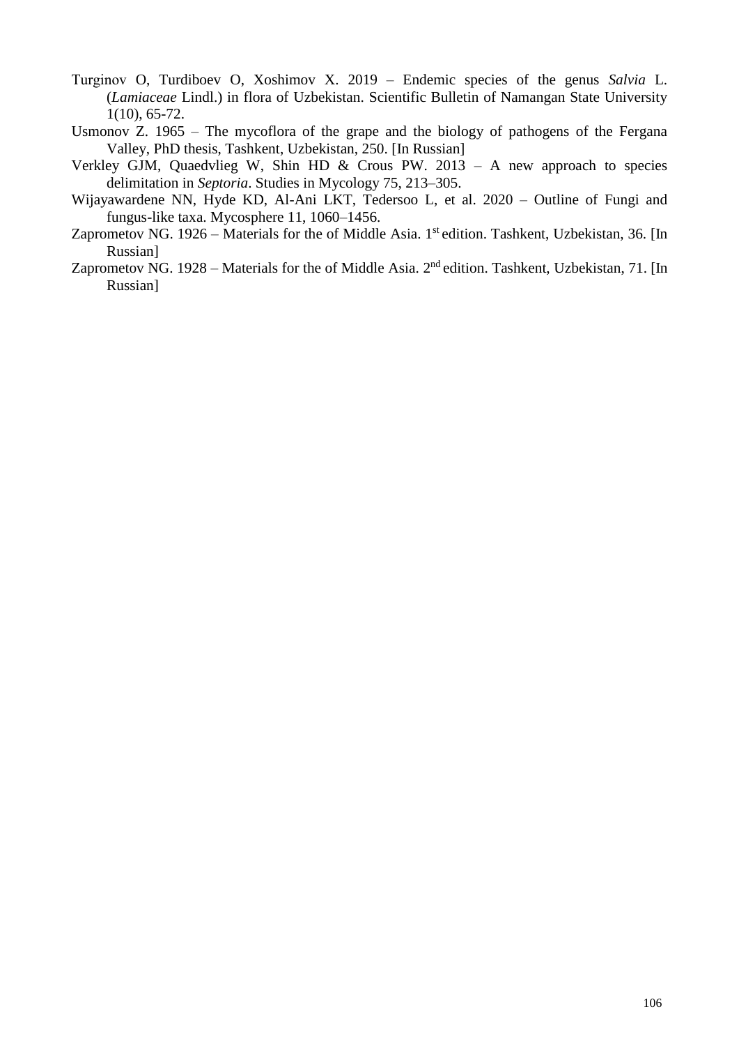Turginov O, Turdiboev O, Xoshimov X. 2019 – Endemic species of the genus *Salvia* L. (*Lamiaceae* Lindl.) in flora of Uzbekistan. Scientific Bulletin of Namangan State University 1(10), 65-72.

Usmonov Z. 1965 – The mycoflora of the grape and the biology of pathogens of the Fergana Valley, PhD thesis, Tashkent, Uzbekistan, 250. [In Russian]

Verkley GJM, Quaedvlieg W, Shin HD & Crous PW. 2013 – A new approach to species delimitation in *Septoria*. Studies in Mycology 75, 213–305.

Wijayawardene NN, Hyde KD, Al-Ani LKT, Tedersoo L, et al. 2020 – Outline of Fungi and fungus-like taxa. Mycosphere 11, 1060–1456.

Zaprometov NG. 1926 – Materials for the of Middle Asia. 1st edition. Tashkent, Uzbekistan, 36. [In Russian]

Zaprometov NG. 1928 – Materials for the of Middle Asia. 2nd edition. Tashkent, Uzbekistan, 71. [In Russian]